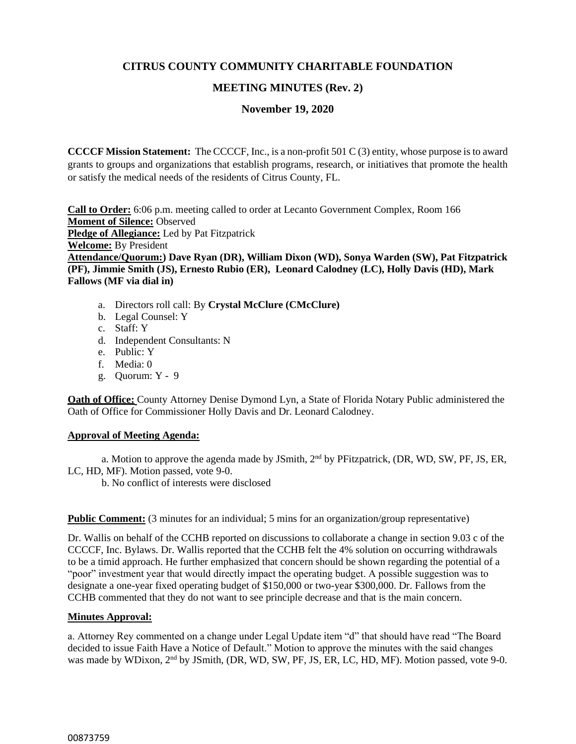# CITRUS COUNTY COMMUNITY CHARITABLE FOUNDATION

## MEETING MINUTES (Rev. 2)

### November 19, 2020

**CCCCF Mission Statement:** The CCCCF, Inc., is a non-profit 501 C (3) entity, whose purpose is to award grants to groups and organizations that establish programs, research, or initiatives that promote the health or satisfy the medical needs of the residents of Citrus County, FL.

**Call to Order:** 6:06 p.m. meeting called to order at Lecanto Government Complex, Room 166
**Moment of Silence:** Observed
**Pledge of Allegiance:** Led by Pat Fitzpatrick
**Welcome:** By President
**Attendance/Quorum:) Dave Ryan (DR), William Dixon (WD), Sonya Warden (SW), Pat Fitzpatrick (PF), Jimmie Smith (JS), Ernesto Rubio (ER), Leonard Calodney (LC), Holly Davis (HD), Mark Fallows (MF via dial in)**

a. Directors roll call: By **Crystal McClure (CMcClure)**
b. Legal Counsel: Y
c. Staff: Y
d. Independent Consultants: N
e. Public: Y
f. Media: 0
g. Quorum: Y - 9

**Oath of Office:** County Attorney Denise Dymond Lyn, a State of Florida Notary Public administered the Oath of Office for Commissioner Holly Davis and Dr. Leonard Calodney.

**Approval of Meeting Agenda:**

a. Motion to approve the agenda made by JSmith, 2nd by PFitzpatrick, (DR, WD, SW, PF, JS, ER, LC, HD, MF). Motion passed, vote 9-0.
b. No conflict of interests were disclosed

**Public Comment:** (3 minutes for an individual; 5 mins for an organization/group representative)

Dr. Wallis on behalf of the CCHB reported on discussions to collaborate a change in section 9.03 c of the CCCCF, Inc. Bylaws. Dr. Wallis reported that the CCHB felt the 4% solution on occurring withdrawals to be a timid approach. He further emphasized that concern should be shown regarding the potential of a "poor" investment year that would directly impact the operating budget. A possible suggestion was to designate a one-year fixed operating budget of $150,000 or two-year $300,000. Dr. Fallows from the CCHB commented that they do not want to see principle decrease and that is the main concern.

**Minutes Approval:**

a. Attorney Rey commented on a change under Legal Update item "d" that should have read "The Board decided to issue Faith Have a Notice of Default." Motion to approve the minutes with the said changes was made by WDixon, 2nd by JSmith, (DR, WD, SW, PF, JS, ER, LC, HD, MF). Motion passed, vote 9-0.

00873759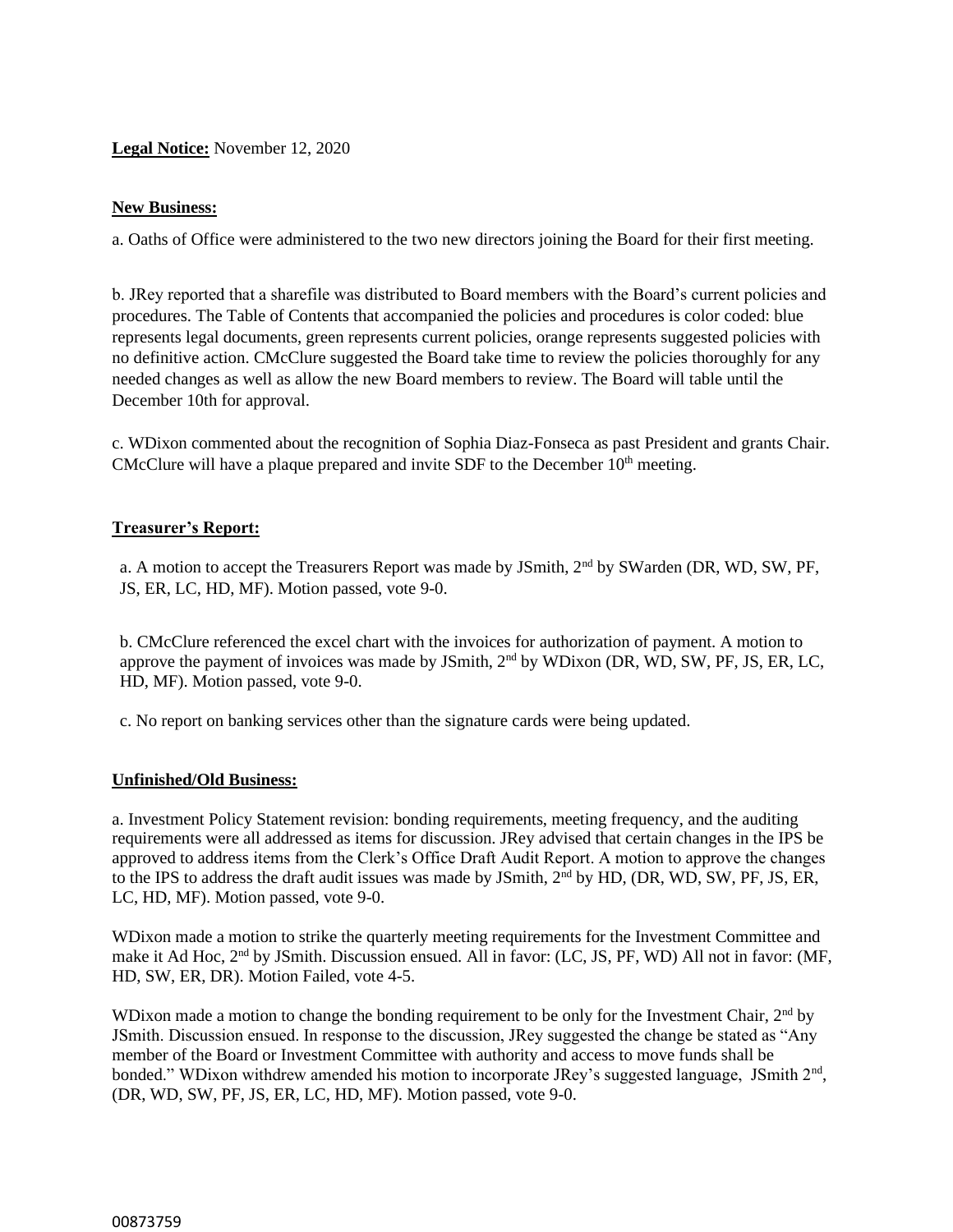**Legal Notice:** November 12, 2020

**New Business:**

a. Oaths of Office were administered to the two new directors joining the Board for their first meeting.

b. JRey reported that a sharefile was distributed to Board members with the Board's current policies and procedures. The Table of Contents that accompanied the policies and procedures is color coded: blue represents legal documents, green represents current policies, orange represents suggested policies with no definitive action. CMcClure suggested the Board take time to review the policies thoroughly for any needed changes as well as allow the new Board members to review. The Board will table until the December 10th for approval.

c. WDixon commented about the recognition of Sophia Diaz-Fonseca as past President and grants Chair. CMcClure will have a plaque prepared and invite SDF to the December 10th meeting.

**Treasurer's Report:**

a. A motion to accept the Treasurers Report was made by JSmith, 2nd by SWarden (DR, WD, SW, PF, JS, ER, LC, HD, MF). Motion passed, vote 9-0.

b. CMcClure referenced the excel chart with the invoices for authorization of payment. A motion to approve the payment of invoices was made by JSmith, 2nd by WDixon (DR, WD, SW, PF, JS, ER, LC, HD, MF). Motion passed, vote 9-0.

c. No report on banking services other than the signature cards were being updated.

**Unfinished/Old Business:**

a. Investment Policy Statement revision: bonding requirements, meeting frequency, and the auditing requirements were all addressed as items for discussion. JRey advised that certain changes in the IPS be approved to address items from the Clerk's Office Draft Audit Report. A motion to approve the changes to the IPS to address the draft audit issues was made by JSmith, 2nd by HD, (DR, WD, SW, PF, JS, ER, LC, HD, MF). Motion passed, vote 9-0.

WDixon made a motion to strike the quarterly meeting requirements for the Investment Committee and make it Ad Hoc, 2nd by JSmith. Discussion ensued. All in favor: (LC, JS, PF, WD) All not in favor: (MF, HD, SW, ER, DR). Motion Failed, vote 4-5.

WDixon made a motion to change the bonding requirement to be only for the Investment Chair, 2nd by JSmith. Discussion ensued. In response to the discussion, JRey suggested the change be stated as "Any member of the Board or Investment Committee with authority and access to move funds shall be bonded." WDixon withdrew amended his motion to incorporate JRey's suggested language, JSmith 2nd, (DR, WD, SW, PF, JS, ER, LC, HD, MF). Motion passed, vote 9-0.

00873759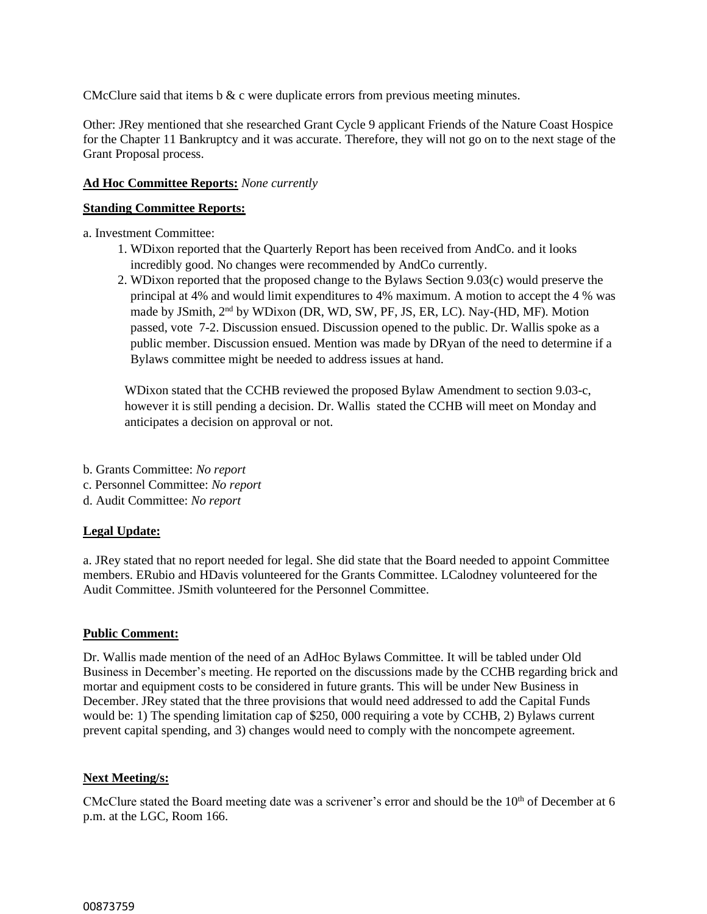CMcClure said that items b & c were duplicate errors from previous meeting minutes.

Other: JRey mentioned that she researched Grant Cycle 9 applicant Friends of the Nature Coast Hospice for the Chapter 11 Bankruptcy and it was accurate. Therefore, they will not go on to the next stage of the Grant Proposal process.

**Ad Hoc Committee Reports:** *None currently*

**Standing Committee Reports:**

a. Investment Committee:

1. WDixon reported that the Quarterly Report has been received from AndCo. and it looks incredibly good. No changes were recommended by AndCo currently.
2. WDixon reported that the proposed change to the Bylaws Section 9.03(c) would preserve the principal at 4% and would limit expenditures to 4% maximum. A motion to accept the 4 % was made by JSmith, 2nd by WDixon (DR, WD, SW, PF, JS, ER, LC). Nay-(HD, MF). Motion passed, vote 7-2. Discussion ensued. Discussion opened to the public. Dr. Wallis spoke as a public member. Discussion ensued. Mention was made by DRyan of the need to determine if a Bylaws committee might be needed to address issues at hand.

   WDixon stated that the CCHB reviewed the proposed Bylaw Amendment to section 9.03-c, however it is still pending a decision. Dr. Wallis stated the CCHB will meet on Monday and anticipates a decision on approval or not.

b. Grants Committee: *No report*
c. Personnel Committee: *No report*
d. Audit Committee: *No report*

**Legal Update:**

a. JRey stated that no report needed for legal. She did state that the Board needed to appoint Committee members. ERubio and HDavis volunteered for the Grants Committee. LCalodney volunteered for the Audit Committee. JSmith volunteered for the Personnel Committee.

**Public Comment:**

Dr. Wallis made mention of the need of an AdHoc Bylaws Committee. It will be tabled under Old Business in December's meeting. He reported on the discussions made by the CCHB regarding brick and mortar and equipment costs to be considered in future grants. This will be under New Business in December. JRey stated that the three provisions that would need addressed to add the Capital Funds would be: 1) The spending limitation cap of $250, 000 requiring a vote by CCHB, 2) Bylaws current prevent capital spending, and 3) changes would need to comply with the noncompete agreement.

**Next Meeting/s:**

CMcClure stated the Board meeting date was a scrivener's error and should be the 10th of December at 6 p.m. at the LGC, Room 166.

00873759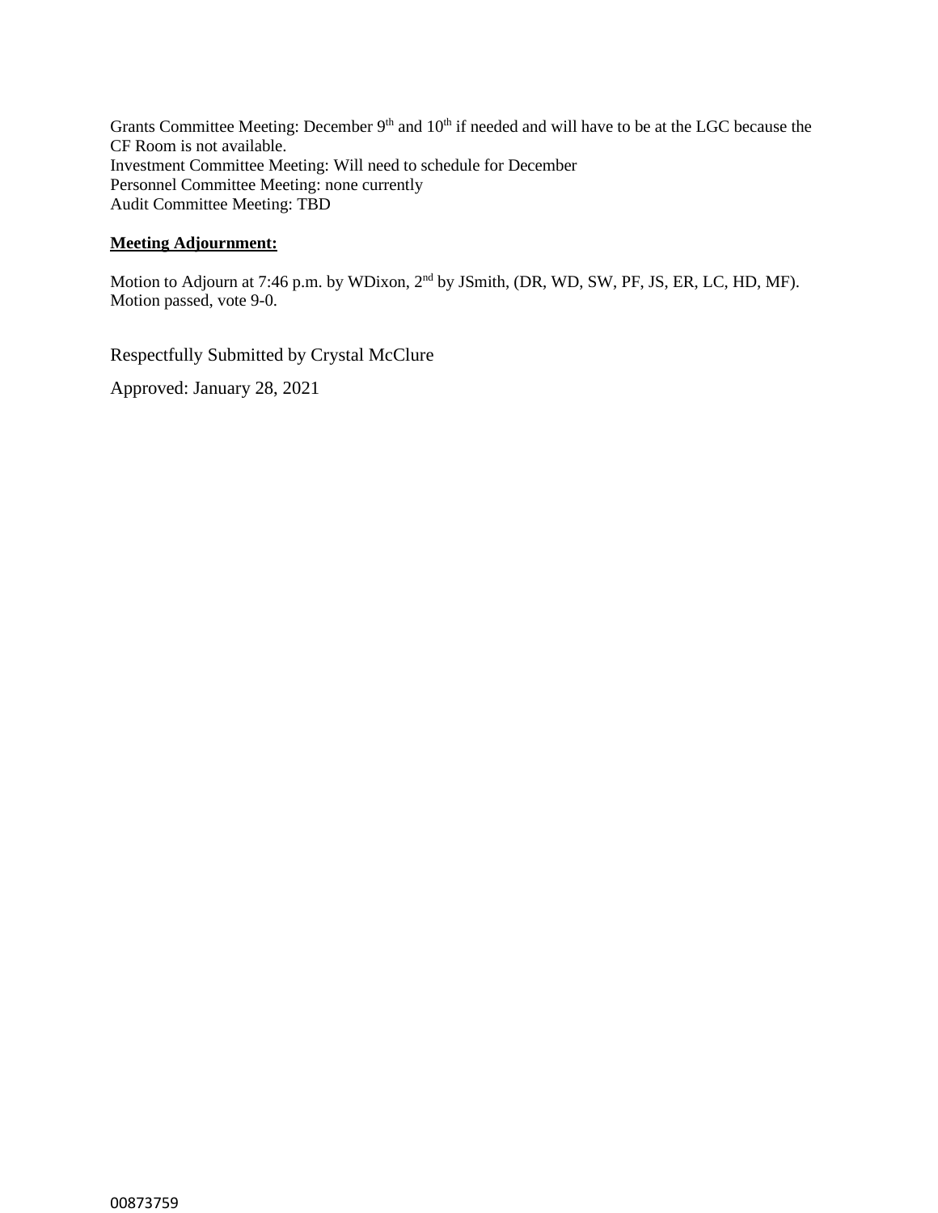Grants Committee Meeting: December 9th and 10th if needed and will have to be at the LGC because the CF Room is not available.
Investment Committee Meeting: Will need to schedule for December
Personnel Committee Meeting: none currently
Audit Committee Meeting: TBD

**Meeting Adjournment:**

Motion to Adjourn at 7:46 p.m. by WDixon, 2nd by JSmith, (DR, WD, SW, PF, JS, ER, LC, HD, MF). Motion passed, vote 9-0.

Respectfully Submitted by Crystal McClure

Approved: January 28, 2021

00873759